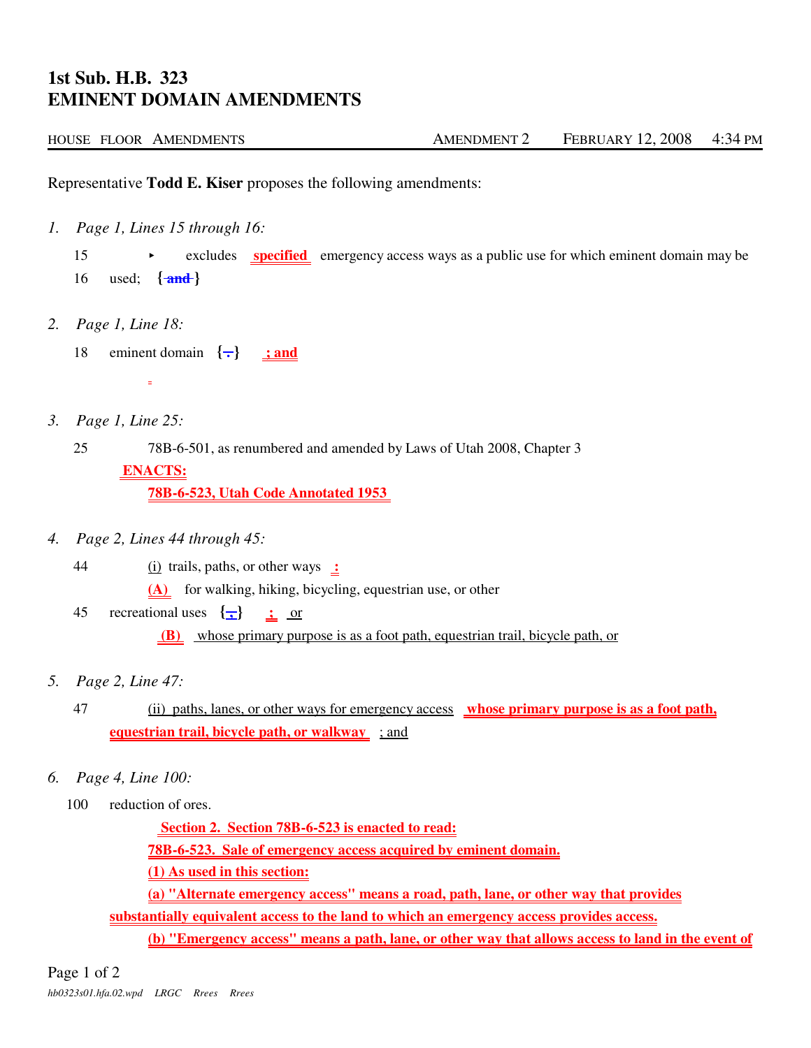# 1st Sub. H.B. 323
# EMINENT DOMAIN AMENDMENTS

HOUSE FLOOR AMENDMENTS — AMENDMENT 2 — FEBRUARY 12, 2008 — 4:34 PM

Representative **Todd E. Kiser** proposes the following amendments:

1. *Page 1, Lines 15 through 16:*

   15 ‣ excludes **specified** emergency access ways as a public use for which eminent domain may be

   16 used; { ~~and~~ }

2. *Page 1, Line 18:*

   18 eminent domain { ~~.~~ } **; and**

3. *Page 1, Line 25:*

   25 78B-6-501, as renumbered and amended by Laws of Utah 2008, Chapter 3

   **ENACTS:**

   **78B-6-523, Utah Code Annotated 1953**

4. *Page 2, Lines 44 through 45:*

   44 (i) trails, paths, or other ways **:**

   **(A)** for walking, hiking, bicycling, equestrian use, or other

   45 recreational uses { ~~;~~ } **;** or

   **(B)** whose primary purpose is as a foot path, equestrian trail, bicycle path, or

5. *Page 2, Line 47:*

   47 (ii) paths, lanes, or other ways for emergency access **whose primary purpose is as a foot path, equestrian trail, bicycle path, or walkway** ; and

6. *Page 4, Line 100:*

   100 reduction of ores.

   **Section 2. Section 78B-6-523 is enacted to read:**

   **78B-6-523. Sale of emergency access acquired by eminent domain.**

   **(1) As used in this section:**

   **(a) "Alternate emergency access" means a road, path, lane, or other way that provides substantially equivalent access to the land to which an emergency access provides access.**

   **(b) "Emergency access" means a path, lane, or other way that allows access to land in the event of**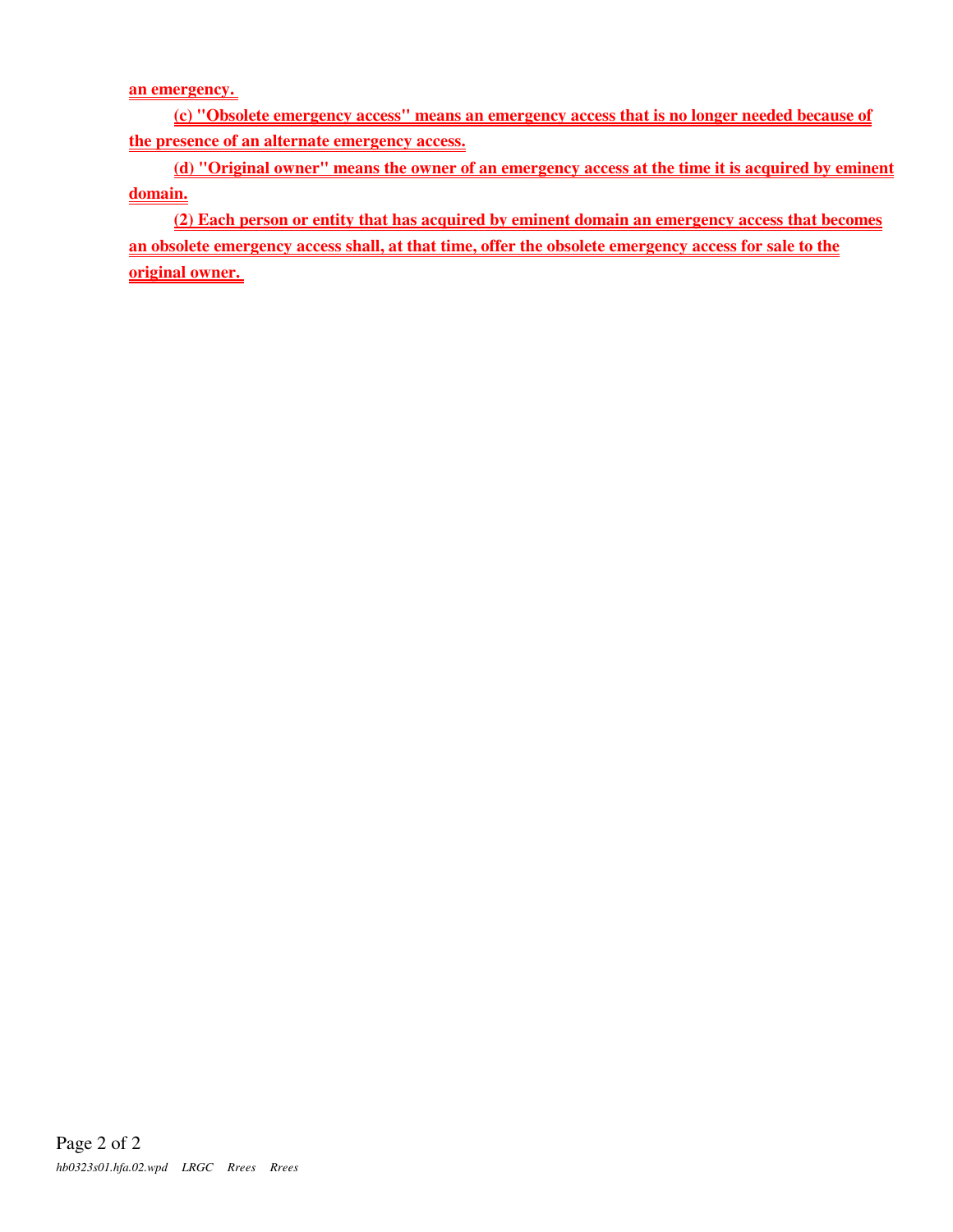an emergency.

(c) "Obsolete emergency access" means an emergency access that is no longer needed because of the presence of an alternate emergency access.

(d) "Original owner" means the owner of an emergency access at the time it is acquired by eminent domain.

(2) Each person or entity that has acquired by eminent domain an emergency access that becomes an obsolete emergency access shall, at that time, offer the obsolete emergency access for sale to the original owner.